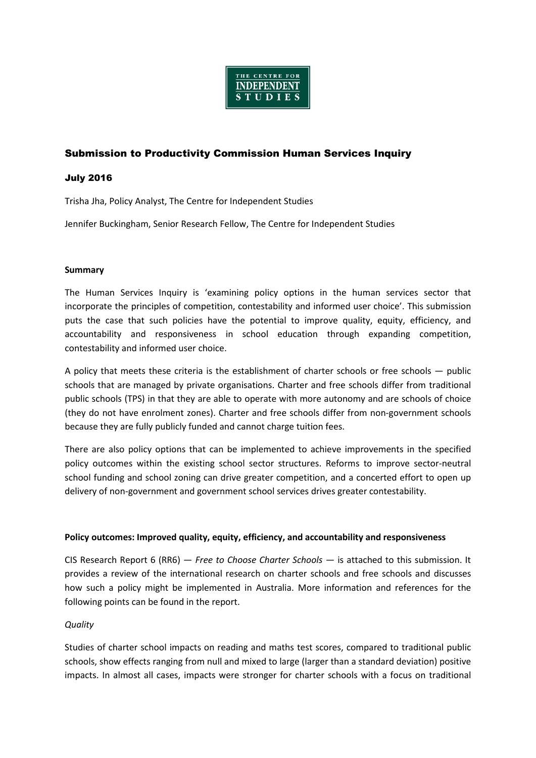THE CENTRE FOR INDEPENDENT STUDIES

## Submission to Productivity Commission Human Services Inquiry

### July 2016

Trisha Jha, Policy Analyst, The Centre for Independent Studies

Jennifer Buckingham, Senior Research Fellow, The Centre for Independent Studies

**Summary**

The Human Services Inquiry is 'examining policy options in the human services sector that incorporate the principles of competition, contestability and informed user choice'. This submission puts the case that such policies have the potential to improve quality, equity, efficiency, and accountability and responsiveness in school education through expanding competition, contestability and informed user choice.

A policy that meets these criteria is the establishment of charter schools or free schools — public schools that are managed by private organisations. Charter and free schools differ from traditional public schools (TPS) in that they are able to operate with more autonomy and are schools of choice (they do not have enrolment zones). Charter and free schools differ from non-government schools because they are fully publicly funded and cannot charge tuition fees.

There are also policy options that can be implemented to achieve improvements in the specified policy outcomes within the existing school sector structures. Reforms to improve sector-neutral school funding and school zoning can drive greater competition, and a concerted effort to open up delivery of non-government and government school services drives greater contestability.

**Policy outcomes: Improved quality, equity, efficiency, and accountability and responsiveness**

CIS Research Report 6 (RR6) — *Free to Choose Charter Schools* — is attached to this submission. It provides a review of the international research on charter schools and free schools and discusses how such a policy might be implemented in Australia. More information and references for the following points can be found in the report.

*Quality*

Studies of charter school impacts on reading and maths test scores, compared to traditional public schools, show effects ranging from null and mixed to large (larger than a standard deviation) positive impacts. In almost all cases, impacts were stronger for charter schools with a focus on traditional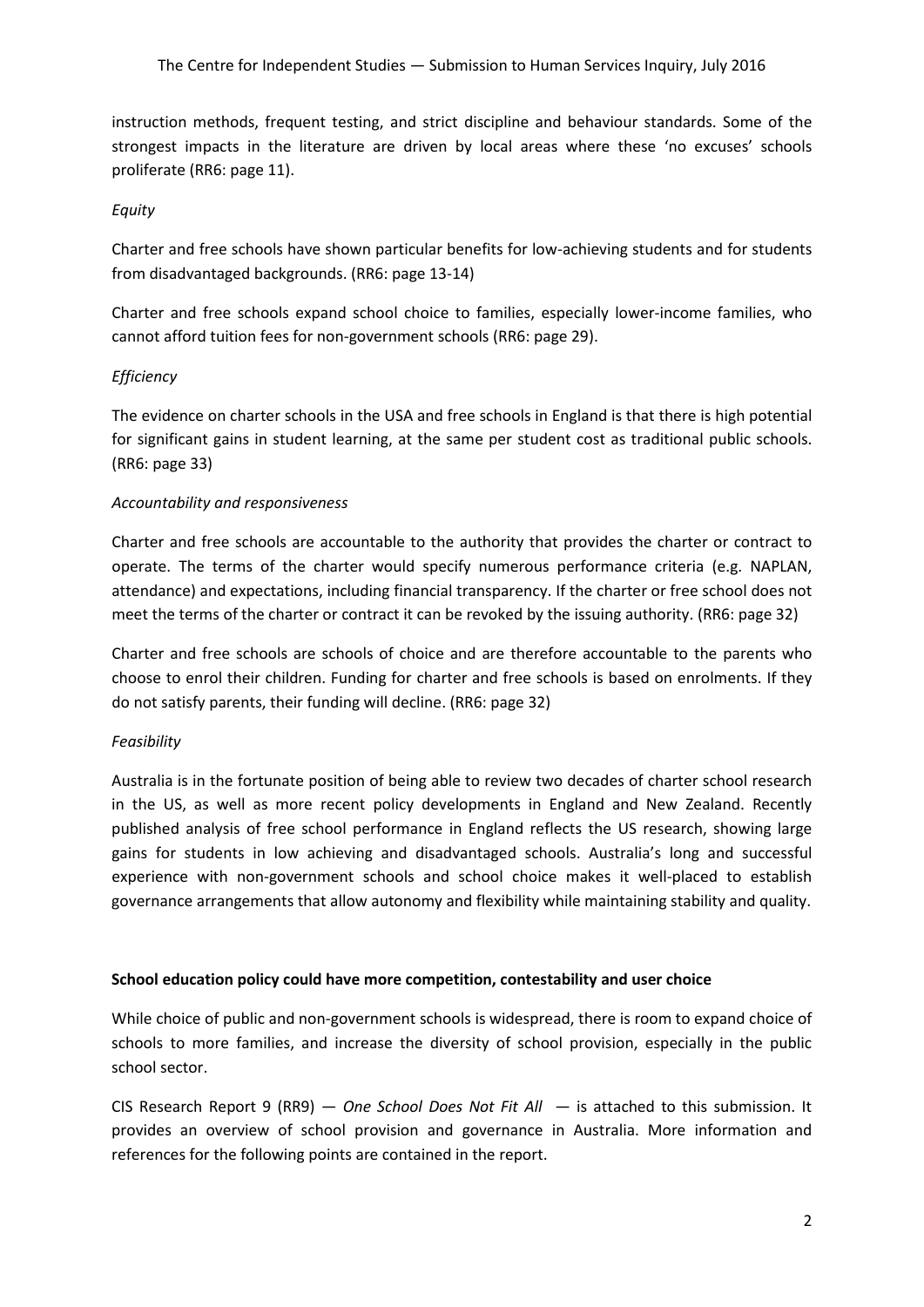instruction methods, frequent testing, and strict discipline and behaviour standards. Some of the strongest impacts in the literature are driven by local areas where these 'no excuses' schools proliferate (RR6: page 11).

*Equity*

Charter and free schools have shown particular benefits for low-achieving students and for students from disadvantaged backgrounds. (RR6: page 13-14)

Charter and free schools expand school choice to families, especially lower-income families, who cannot afford tuition fees for non-government schools (RR6: page 29).

*Efficiency*

The evidence on charter schools in the USA and free schools in England is that there is high potential for significant gains in student learning, at the same per student cost as traditional public schools. (RR6: page 33)

*Accountability and responsiveness*

Charter and free schools are accountable to the authority that provides the charter or contract to operate. The terms of the charter would specify numerous performance criteria (e.g. NAPLAN, attendance) and expectations, including financial transparency. If the charter or free school does not meet the terms of the charter or contract it can be revoked by the issuing authority. (RR6: page 32)

Charter and free schools are schools of choice and are therefore accountable to the parents who choose to enrol their children. Funding for charter and free schools is based on enrolments. If they do not satisfy parents, their funding will decline. (RR6: page 32)

*Feasibility*

Australia is in the fortunate position of being able to review two decades of charter school research in the US, as well as more recent policy developments in England and New Zealand. Recently published analysis of free school performance in England reflects the US research, showing large gains for students in low achieving and disadvantaged schools. Australia's long and successful experience with non-government schools and school choice makes it well-placed to establish governance arrangements that allow autonomy and flexibility while maintaining stability and quality.

**School education policy could have more competition, contestability and user choice**

While choice of public and non-government schools is widespread, there is room to expand choice of schools to more families, and increase the diversity of school provision, especially in the public school sector.

CIS Research Report 9 (RR9) — *One School Does Not Fit All* — is attached to this submission. It provides an overview of school provision and governance in Australia. More information and references for the following points are contained in the report.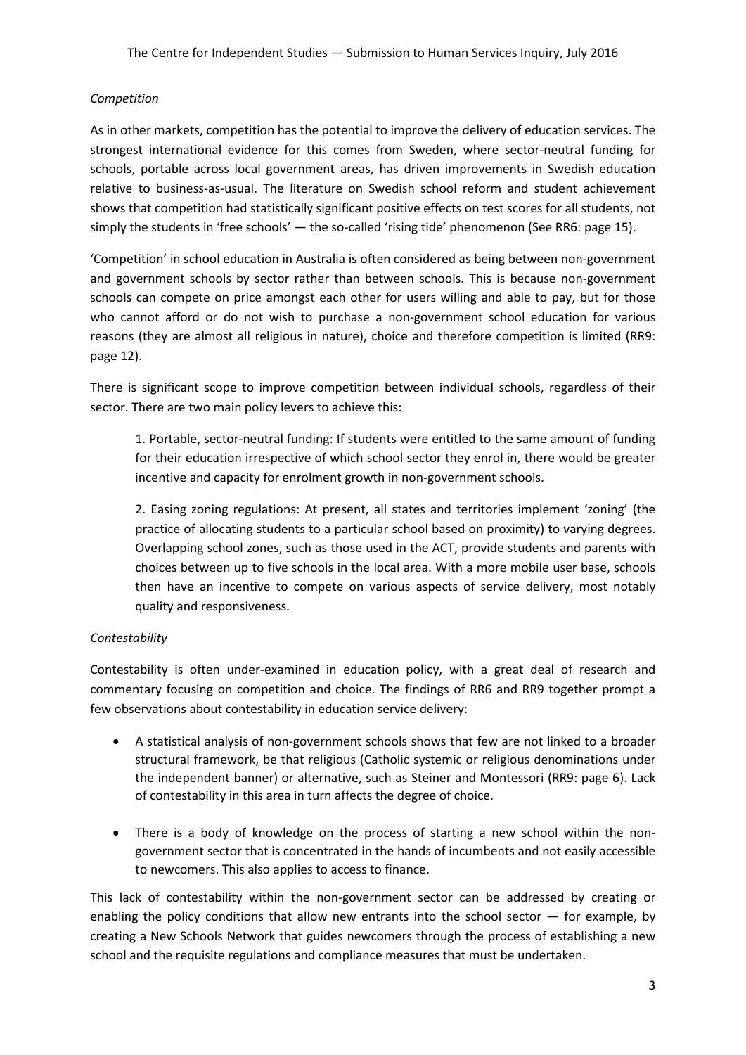*Competition*

As in other markets, competition has the potential to improve the delivery of education services. The strongest international evidence for this comes from Sweden, where sector-neutral funding for schools, portable across local government areas, has driven improvements in Swedish education relative to business-as-usual. The literature on Swedish school reform and student achievement shows that competition had statistically significant positive effects on test scores for all students, not simply the students in 'free schools' — the so-called 'rising tide' phenomenon (See RR6: page 15).

'Competition' in school education in Australia is often considered as being between non-government and government schools by sector rather than between schools. This is because non-government schools can compete on price amongst each other for users willing and able to pay, but for those who cannot afford or do not wish to purchase a non-government school education for various reasons (they are almost all religious in nature), choice and therefore competition is limited (RR9: page 12).

There is significant scope to improve competition between individual schools, regardless of their sector. There are two main policy levers to achieve this:

> 1. Portable, sector-neutral funding: If students were entitled to the same amount of funding for their education irrespective of which school sector they enrol in, there would be greater incentive and capacity for enrolment growth in non-government schools.
>
> 2. Easing zoning regulations: At present, all states and territories implement 'zoning' (the practice of allocating students to a particular school based on proximity) to varying degrees. Overlapping school zones, such as those used in the ACT, provide students and parents with choices between up to five schools in the local area. With a more mobile user base, schools then have an incentive to compete on various aspects of service delivery, most notably quality and responsiveness.

*Contestability*

Contestability is often under-examined in education policy, with a great deal of research and commentary focusing on competition and choice. The findings of RR6 and RR9 together prompt a few observations about contestability in education service delivery:

- A statistical analysis of non-government schools shows that few are not linked to a broader structural framework, be that religious (Catholic systemic or religious denominations under the independent banner) or alternative, such as Steiner and Montessori (RR9: page 6). Lack of contestability in this area in turn affects the degree of choice.
- There is a body of knowledge on the process of starting a new school within the non-government sector that is concentrated in the hands of incumbents and not easily accessible to newcomers. This also applies to access to finance.

This lack of contestability within the non-government sector can be addressed by creating or enabling the policy conditions that allow new entrants into the school sector — for example, by creating a New Schools Network that guides newcomers through the process of establishing a new school and the requisite regulations and compliance measures that must be undertaken.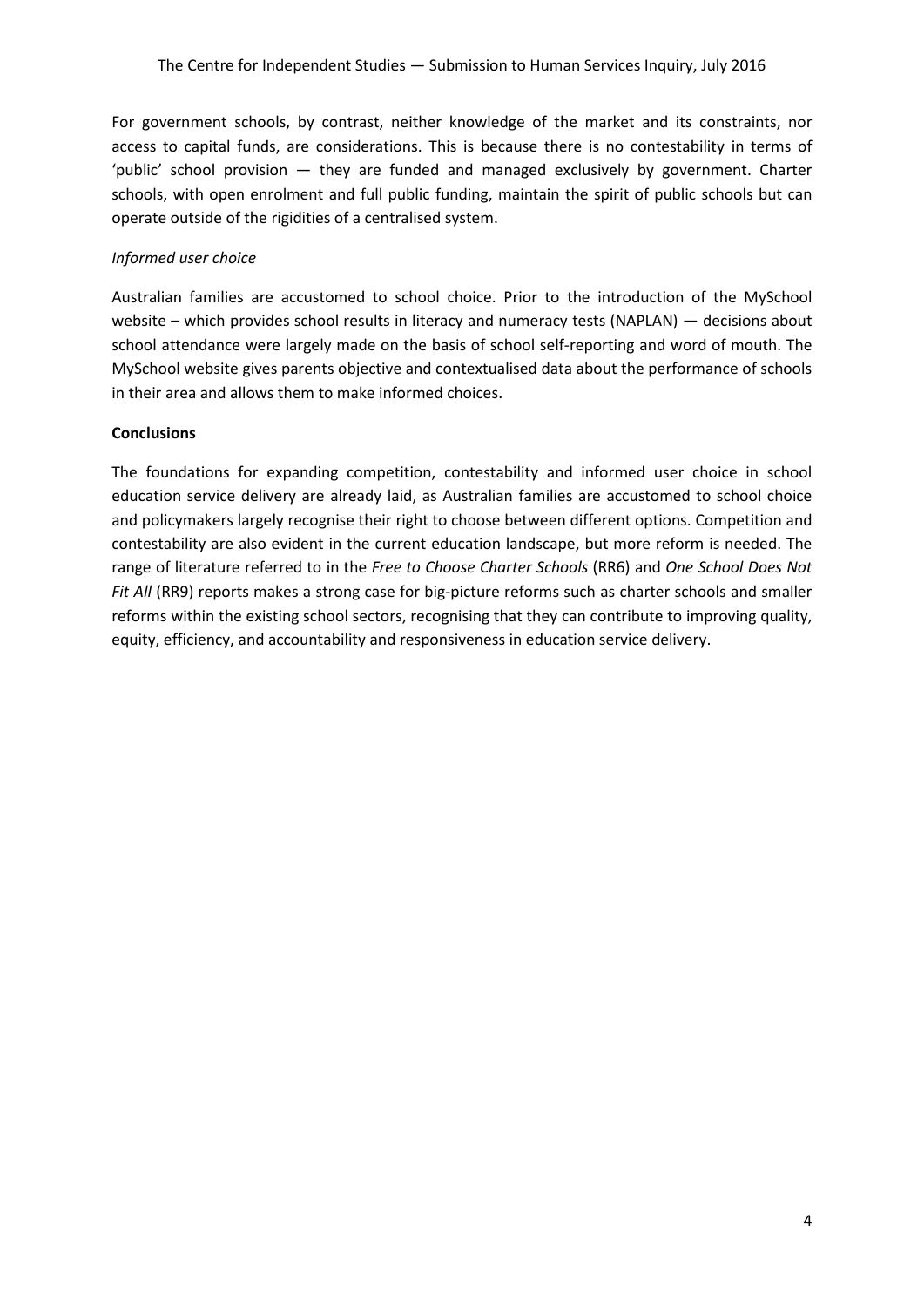For government schools, by contrast, neither knowledge of the market and its constraints, nor access to capital funds, are considerations. This is because there is no contestability in terms of 'public' school provision — they are funded and managed exclusively by government. Charter schools, with open enrolment and full public funding, maintain the spirit of public schools but can operate outside of the rigidities of a centralised system.

*Informed user choice*

Australian families are accustomed to school choice. Prior to the introduction of the MySchool website – which provides school results in literacy and numeracy tests (NAPLAN) — decisions about school attendance were largely made on the basis of school self-reporting and word of mouth. The MySchool website gives parents objective and contextualised data about the performance of schools in their area and allows them to make informed choices.

**Conclusions**

The foundations for expanding competition, contestability and informed user choice in school education service delivery are already laid, as Australian families are accustomed to school choice and policymakers largely recognise their right to choose between different options. Competition and contestability are also evident in the current education landscape, but more reform is needed. The range of literature referred to in the *Free to Choose Charter Schools* (RR6) and *One School Does Not Fit All* (RR9) reports makes a strong case for big-picture reforms such as charter schools and smaller reforms within the existing school sectors, recognising that they can contribute to improving quality, equity, efficiency, and accountability and responsiveness in education service delivery.